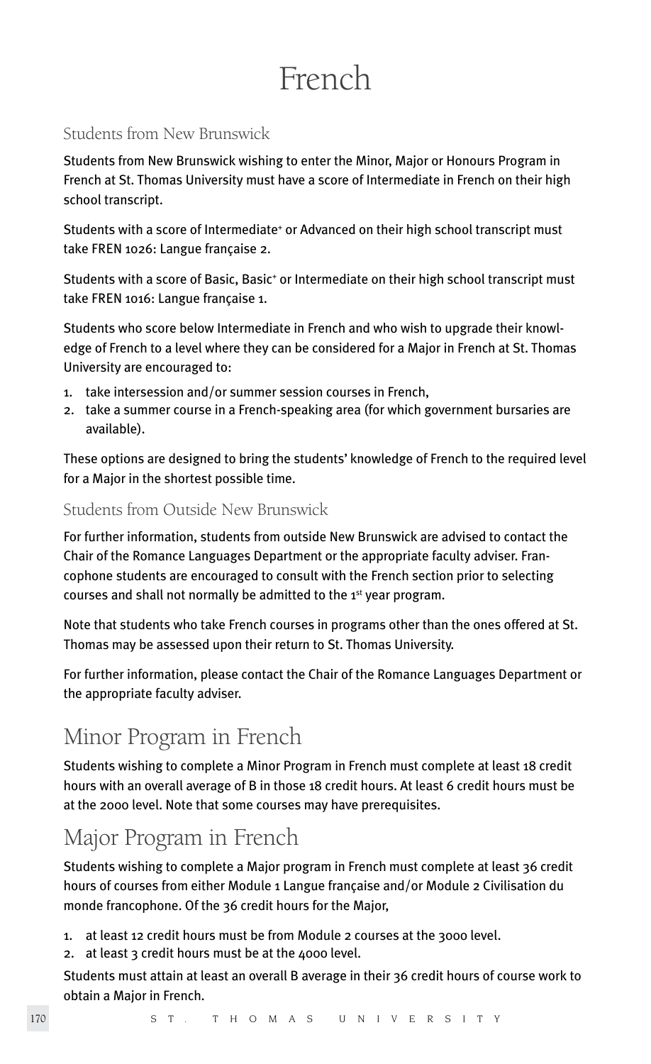# French

## Students from New Brunswick

Students from New Brunswick wishing to enter the Minor, Major or Honours Program in French at St. Thomas University must have a score of Intermediate in French on their high school transcript.

Students with a score of Intermediate+ or Advanced on their high school transcript must take FREN 1026: Langue française 2.

Students with a score of Basic, Basic+ or Intermediate on their high school transcript must take FREN 1016: Langue française 1.

Students who score below Intermediate in French and who wish to upgrade their knowledge of French to a level where they can be considered for a Major in French at St. Thomas University are encouraged to:

1. take intersession and/or summer session courses in French,
2. take a summer course in a French-speaking area (for which government bursaries are available).

These options are designed to bring the students' knowledge of French to the required level for a Major in the shortest possible time.

## Students from Outside New Brunswick

For further information, students from outside New Brunswick are advised to contact the Chair of the Romance Languages Department or the appropriate faculty adviser. Francophone students are encouraged to consult with the French section prior to selecting courses and shall not normally be admitted to the 1st year program.

Note that students who take French courses in programs other than the ones offered at St. Thomas may be assessed upon their return to St. Thomas University.

For further information, please contact the Chair of the Romance Languages Department or the appropriate faculty adviser.

# Minor Program in French

Students wishing to complete a Minor Program in French must complete at least 18 credit hours with an overall average of B in those 18 credit hours. At least 6 credit hours must be at the 2000 level. Note that some courses may have prerequisites.

# Major Program in French

Students wishing to complete a Major program in French must complete at least 36 credit hours of courses from either Module 1 Langue française and/or Module 2 Civilisation du monde francophone. Of the 36 credit hours for the Major,

1. at least 12 credit hours must be from Module 2 courses at the 3000 level.
2. at least 3 credit hours must be at the 4000 level.

Students must attain at least an overall B average in their 36 credit hours of course work to obtain a Major in French.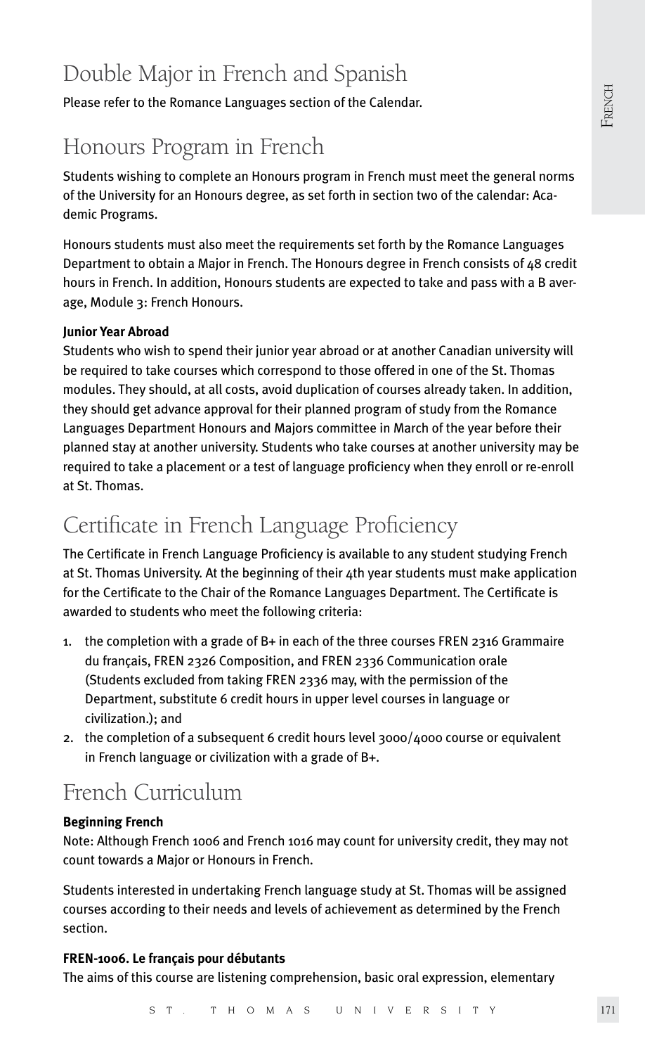# Double Major in French and Spanish

Please refer to the Romance Languages section of the Calendar.

# Honours Program in French

Students wishing to complete an Honours program in French must meet the general norms of the University for an Honours degree, as set forth in section two of the calendar: Academic Programs.

Honours students must also meet the requirements set forth by the Romance Languages Department to obtain a Major in French. The Honours degree in French consists of 48 credit hours in French. In addition, Honours students are expected to take and pass with a B average, Module 3: French Honours.

**Junior Year Abroad**

Students who wish to spend their junior year abroad or at another Canadian university will be required to take courses which correspond to those offered in one of the St. Thomas modules. They should, at all costs, avoid duplication of courses already taken. In addition, they should get advance approval for their planned program of study from the Romance Languages Department Honours and Majors committee in March of the year before their planned stay at another university. Students who take courses at another university may be required to take a placement or a test of language proficiency when they enroll or re-enroll at St. Thomas.

# Certificate in French Language Proficiency

The Certificate in French Language Proficiency is available to any student studying French at St. Thomas University. At the beginning of their 4th year students must make application for the Certificate to the Chair of the Romance Languages Department. The Certificate is awarded to students who meet the following criteria:

1. the completion with a grade of B+ in each of the three courses FREN 2316 Grammaire du français, FREN 2326 Composition, and FREN 2336 Communication orale (Students excluded from taking FREN 2336 may, with the permission of the Department, substitute 6 credit hours in upper level courses in language or civilization.); and
2. the completion of a subsequent 6 credit hours level 3000/4000 course or equivalent in French language or civilization with a grade of B+.

# French Curriculum

**Beginning French**

Note: Although French 1006 and French 1016 may count for university credit, they may not count towards a Major or Honours in French.

Students interested in undertaking French language study at St. Thomas will be assigned courses according to their needs and levels of achievement as determined by the French section.

**FREN-1006. Le français pour débutants**

The aims of this course are listening comprehension, basic oral expression, elementary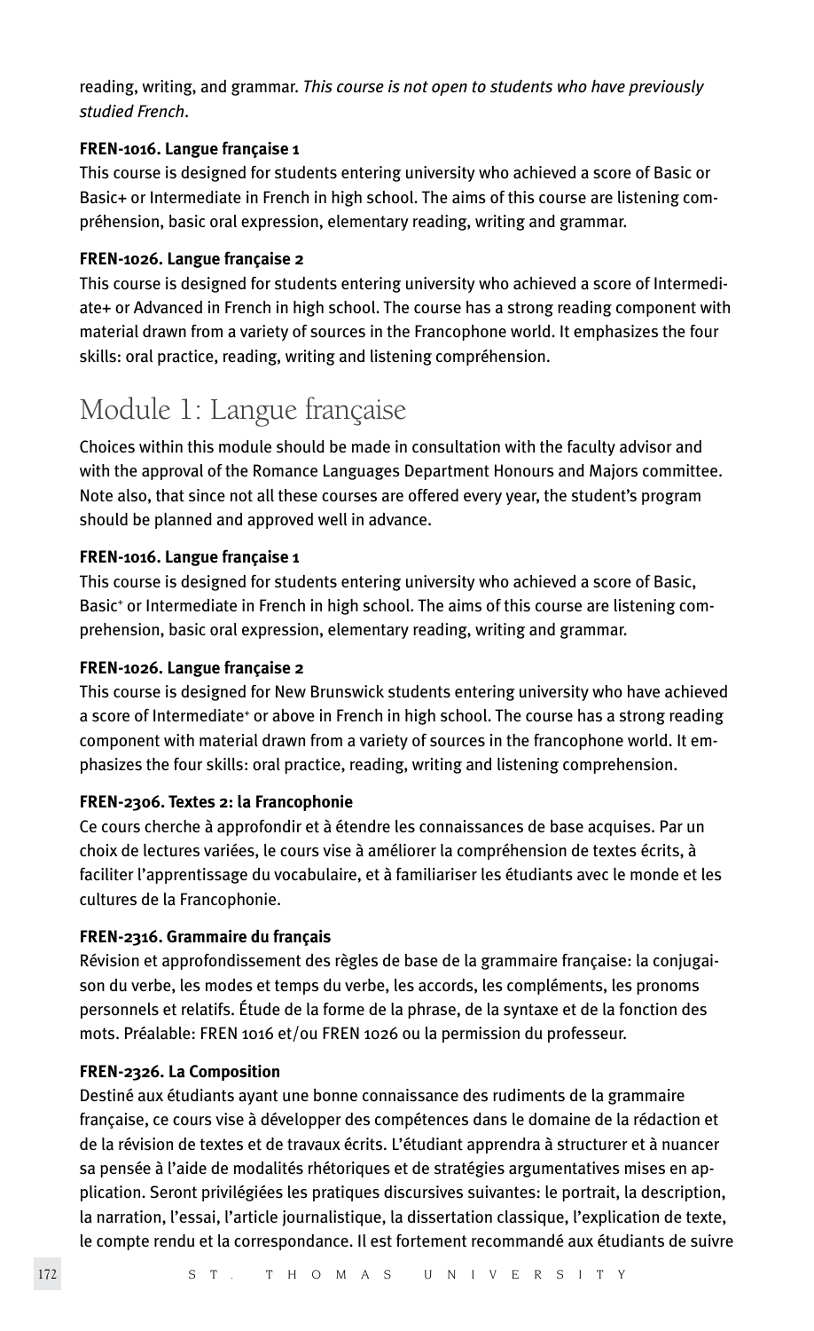reading, writing, and grammar. *This course is not open to students who have previously studied French*.

**FREN-1016. Langue française 1**

This course is designed for students entering university who achieved a score of Basic or Basic+ or Intermediate in French in high school. The aims of this course are listening compréhension, basic oral expression, elementary reading, writing and grammar.

**FREN-1026. Langue française 2**

This course is designed for students entering university who achieved a score of Intermediate+ or Advanced in French in high school. The course has a strong reading component with material drawn from a variety of sources in the Francophone world. It emphasizes the four skills: oral practice, reading, writing and listening compréhension.

## Module 1: Langue française

Choices within this module should be made in consultation with the faculty advisor and with the approval of the Romance Languages Department Honours and Majors committee. Note also, that since not all these courses are offered every year, the student's program should be planned and approved well in advance.

**FREN-1016. Langue française 1**

This course is designed for students entering university who achieved a score of Basic, Basic+ or Intermediate in French in high school. The aims of this course are listening comprehension, basic oral expression, elementary reading, writing and grammar.

**FREN-1026. Langue française 2**

This course is designed for New Brunswick students entering university who have achieved a score of Intermediate+ or above in French in high school. The course has a strong reading component with material drawn from a variety of sources in the francophone world. It emphasizes the four skills: oral practice, reading, writing and listening comprehension.

**FREN-2306. Textes 2: la Francophonie**

Ce cours cherche à approfondir et à étendre les connaissances de base acquises. Par un choix de lectures variées, le cours vise à améliorer la compréhension de textes écrits, à faciliter l'apprentissage du vocabulaire, et à familiariser les étudiants avec le monde et les cultures de la Francophonie.

**FREN-2316. Grammaire du français**

Révision et approfondissement des règles de base de la grammaire française: la conjugaison du verbe, les modes et temps du verbe, les accords, les compléments, les pronoms personnels et relatifs. Étude de la forme de la phrase, de la syntaxe et de la fonction des mots. Préalable: FREN 1016 et/ou FREN 1026 ou la permission du professeur.

**FREN-2326. La Composition**

Destiné aux étudiants ayant une bonne connaissance des rudiments de la grammaire française, ce cours vise à développer des compétences dans le domaine de la rédaction et de la révision de textes et de travaux écrits. L'étudiant apprendra à structurer et à nuancer sa pensée à l'aide de modalités rhétoriques et de stratégies argumentatives mises en application. Seront privilégiées les pratiques discursives suivantes: le portrait, la description, la narration, l'essai, l'article journalistique, la dissertation classique, l'explication de texte, le compte rendu et la correspondance. Il est fortement recommandé aux étudiants de suivre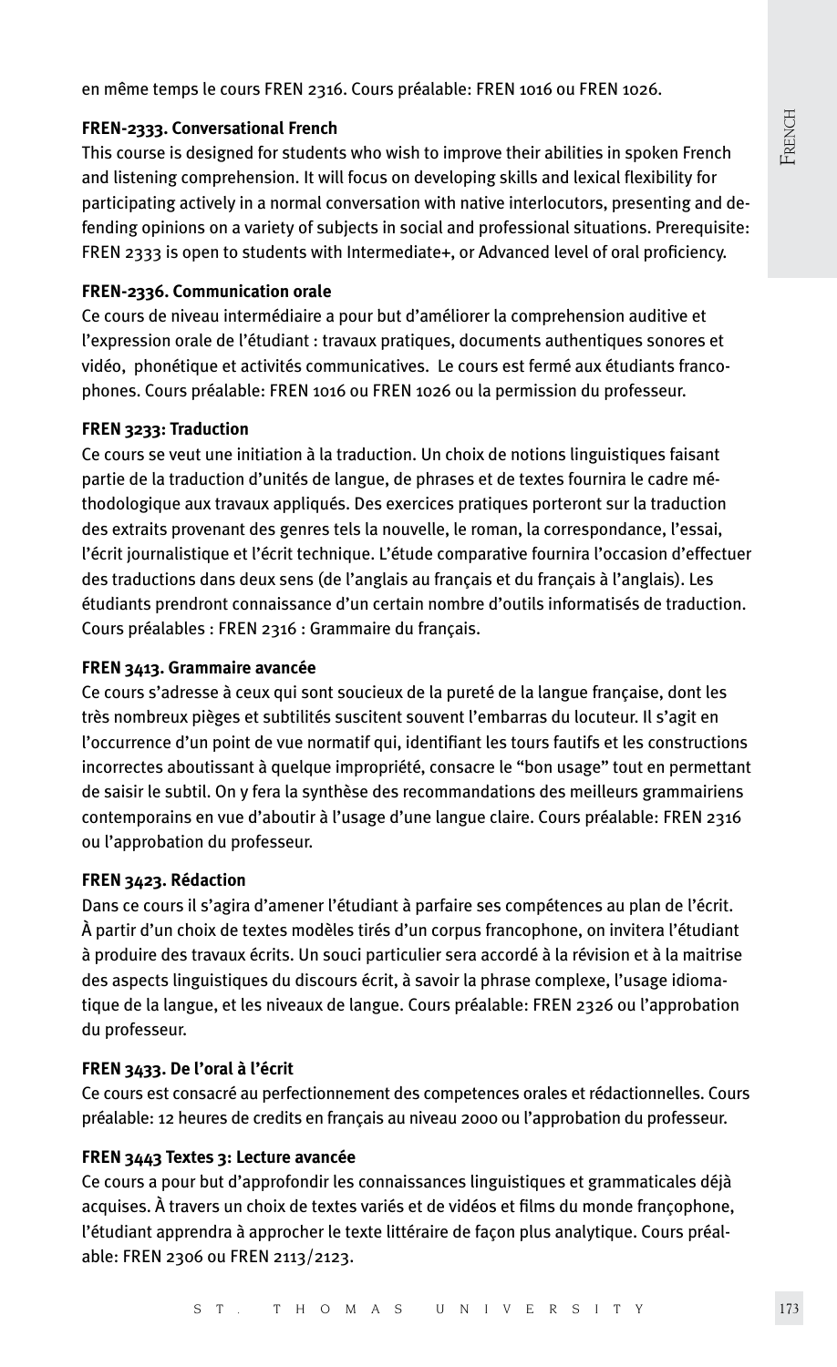en même temps le cours FREN 2316. Cours préalable: FREN 1016 ou FREN 1026.

**FREN-2333. Conversational French**

This course is designed for students who wish to improve their abilities in spoken French and listening comprehension. It will focus on developing skills and lexical flexibility for participating actively in a normal conversation with native interlocutors, presenting and defending opinions on a variety of subjects in social and professional situations. Prerequisite: FREN 2333 is open to students with Intermediate+, or Advanced level of oral proficiency.

**FREN-2336. Communication orale**

Ce cours de niveau intermédiaire a pour but d'améliorer la comprehension auditive et l'expression orale de l'étudiant : travaux pratiques, documents authentiques sonores et vidéo, phonétique et activités communicatives. Le cours est fermé aux étudiants francophones. Cours préalable: FREN 1016 ou FREN 1026 ou la permission du professeur.

**FREN 3233: Traduction**

Ce cours se veut une initiation à la traduction. Un choix de notions linguistiques faisant partie de la traduction d'unités de langue, de phrases et de textes fournira le cadre méthodologique aux travaux appliqués. Des exercices pratiques porteront sur la traduction des extraits provenant des genres tels la nouvelle, le roman, la correspondance, l'essai, l'écrit journalistique et l'écrit technique. L'étude comparative fournira l'occasion d'effectuer des traductions dans deux sens (de l'anglais au français et du français à l'anglais). Les étudiants prendront connaissance d'un certain nombre d'outils informatisés de traduction. Cours préalables : FREN 2316 : Grammaire du français.

**FREN 3413. Grammaire avancée**

Ce cours s'adresse à ceux qui sont soucieux de la pureté de la langue française, dont les très nombreux pièges et subtilités suscitent souvent l'embarras du locuteur. Il s'agit en l'occurrence d'un point de vue normatif qui, identifiant les tours fautifs et les constructions incorrectes aboutissant à quelque impropriété, consacre le "bon usage" tout en permettant de saisir le subtil. On y fera la synthèse des recommandations des meilleurs grammairiens contemporains en vue d'aboutir à l'usage d'une langue claire. Cours préalable: FREN 2316 ou l'approbation du professeur.

**FREN 3423. Rédaction**

Dans ce cours il s'agira d'amener l'étudiant à parfaire ses compétences au plan de l'écrit. À partir d'un choix de textes modèles tirés d'un corpus francophone, on invitera l'étudiant à produire des travaux écrits. Un souci particulier sera accordé à la révision et à la maitrise des aspects linguistiques du discours écrit, à savoir la phrase complexe, l'usage idiomatique de la langue, et les niveaux de langue. Cours préalable: FREN 2326 ou l'approbation du professeur.

**FREN 3433. De l'oral à l'écrit**

Ce cours est consacré au perfectionnement des competences orales et rédactionnelles. Cours préalable: 12 heures de credits en français au niveau 2000 ou l'approbation du professeur.

**FREN 3443 Textes 3: Lecture avancée**

Ce cours a pour but d'approfondir les connaissances linguistiques et grammaticales déjà acquises. À travers un choix de textes variés et de vidéos et films du monde françophone, l'étudiant apprendra à approcher le texte littéraire de façon plus analytique. Cours préalable: FREN 2306 ou FREN 2113/2123.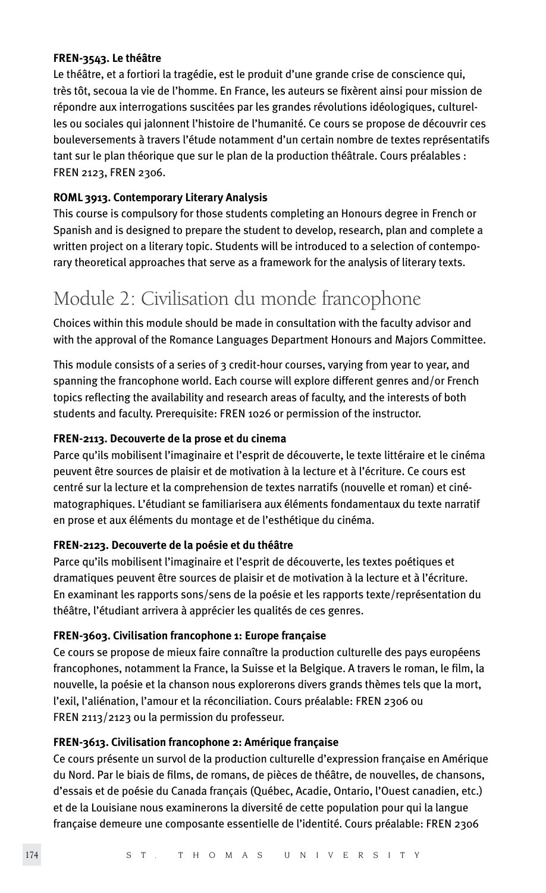**FREN-3543. Le théâtre**

Le théâtre, et a fortiori la tragédie, est le produit d'une grande crise de conscience qui, très tôt, secoua la vie de l'homme. En France, les auteurs se fixèrent ainsi pour mission de répondre aux interrogations suscitées par les grandes révolutions idéologiques, culturelles ou sociales qui jalonnent l'histoire de l'humanité. Ce cours se propose de découvrir ces bouleversements à travers l'étude notamment d'un certain nombre de textes représentatifs tant sur le plan théorique que sur le plan de la production théâtrale. Cours préalables : FREN 2123, FREN 2306.

**ROML 3913. Contemporary Literary Analysis**

This course is compulsory for those students completing an Honours degree in French or Spanish and is designed to prepare the student to develop, research, plan and complete a written project on a literary topic. Students will be introduced to a selection of contemporary theoretical approaches that serve as a framework for the analysis of literary texts.

## Module 2: Civilisation du monde francophone

Choices within this module should be made in consultation with the faculty advisor and with the approval of the Romance Languages Department Honours and Majors Committee.

This module consists of a series of 3 credit-hour courses, varying from year to year, and spanning the francophone world. Each course will explore different genres and/or French topics reflecting the availability and research areas of faculty, and the interests of both students and faculty. Prerequisite: FREN 1026 or permission of the instructor.

**FREN-2113. Decouverte de la prose et du cinema**

Parce qu'ils mobilisent l'imaginaire et l'esprit de découverte, le texte littéraire et le cinéma peuvent être sources de plaisir et de motivation à la lecture et à l'écriture. Ce cours est centré sur la lecture et la comprehension de textes narratifs (nouvelle et roman) et cinématographiques. L'étudiant se familiarisera aux éléments fondamentaux du texte narratif en prose et aux éléments du montage et de l'esthétique du cinéma.

**FREN-2123. Decouverte de la poésie et du théâtre**

Parce qu'ils mobilisent l'imaginaire et l'esprit de découverte, les textes poétiques et dramatiques peuvent être sources de plaisir et de motivation à la lecture et à l'écriture. En examinant les rapports sons/sens de la poésie et les rapports texte/représentation du théâtre, l'étudiant arrivera à apprécier les qualités de ces genres.

**FREN-3603. Civilisation francophone 1: Europe française**

Ce cours se propose de mieux faire connaître la production culturelle des pays européens francophones, notamment la France, la Suisse et la Belgique. A travers le roman, le film, la nouvelle, la poésie et la chanson nous explorerons divers grands thèmes tels que la mort, l'exil, l'aliénation, l'amour et la réconciliation. Cours préalable: FREN 2306 ou FREN 2113/2123 ou la permission du professeur.

**FREN-3613. Civilisation francophone 2: Amérique française**

Ce cours présente un survol de la production culturelle d'expression française en Amérique du Nord. Par le biais de films, de romans, de pièces de théâtre, de nouvelles, de chansons, d'essais et de poésie du Canada français (Québec, Acadie, Ontario, l'Ouest canadien, etc.) et de la Louisiane nous examinerons la diversité de cette population pour qui la langue française demeure une composante essentielle de l'identité. Cours préalable: FREN 2306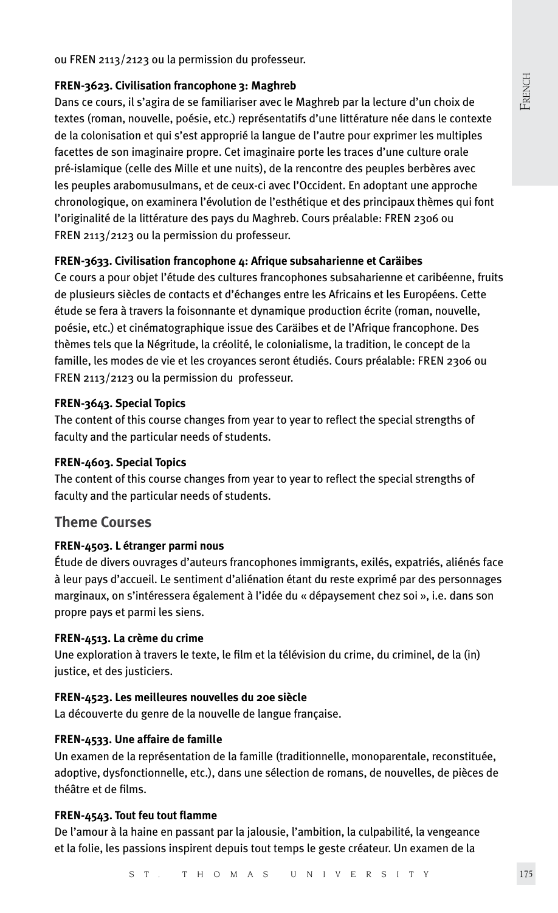ou FREN 2113/2123 ou la permission du professeur.

**FREN-3623. Civilisation francophone 3: Maghreb**

Dans ce cours, il s'agira de se familiariser avec le Maghreb par la lecture d'un choix de textes (roman, nouvelle, poésie, etc.) représentatifs d'une littérature née dans le contexte de la colonisation et qui s'est approprié la langue de l'autre pour exprimer les multiples facettes de son imaginaire propre. Cet imaginaire porte les traces d'une culture orale pré-islamique (celle des Mille et une nuits), de la rencontre des peuples berbères avec les peuples arabomusulmans, et de ceux-ci avec l'Occident. En adoptant une approche chronologique, on examinera l'évolution de l'esthétique et des principaux thèmes qui font l'originalité de la littérature des pays du Maghreb. Cours préalable: FREN 2306 ou FREN 2113/2123 ou la permission du professeur.

**FREN-3633. Civilisation francophone 4: Afrique subsaharienne et Caräibes**

Ce cours a pour objet l'étude des cultures francophones subsaharienne et caribéenne, fruits de plusieurs siècles de contacts et d'échanges entre les Africains et les Européens. Cette étude se fera à travers la foisonnante et dynamique production écrite (roman, nouvelle, poésie, etc.) et cinématographique issue des Caräibes et de l'Afrique francophone. Des thèmes tels que la Négritude, la créolité, le colonialisme, la tradition, le concept de la famille, les modes de vie et les croyances seront étudiés. Cours préalable: FREN 2306 ou FREN 2113/2123 ou la permission du professeur.

**FREN-3643. Special Topics**

The content of this course changes from year to year to reflect the special strengths of faculty and the particular needs of students.

**FREN-4603. Special Topics**

The content of this course changes from year to year to reflect the special strengths of faculty and the particular needs of students.

## Theme Courses

**FREN-4503. L étranger parmi nous**

Étude de divers ouvrages d'auteurs francophones immigrants, exilés, expatriés, aliénés face à leur pays d'accueil. Le sentiment d'aliénation étant du reste exprimé par des personnages marginaux, on s'intéressera également à l'idée du « dépaysement chez soi », i.e. dans son propre pays et parmi les siens.

**FREN-4513. La crème du crime**

Une exploration à travers le texte, le film et la télévision du crime, du criminel, de la (in) justice, et des justiciers.

**FREN-4523. Les meilleures nouvelles du 20e siècle**

La découverte du genre de la nouvelle de langue française.

**FREN-4533. Une affaire de famille**

Un examen de la représentation de la famille (traditionnelle, monoparentale, reconstituée, adoptive, dysfonctionnelle, etc.), dans une sélection de romans, de nouvelles, de pièces de théâtre et de films.

**FREN-4543. Tout feu tout flamme**

De l'amour à la haine en passant par la jalousie, l'ambition, la culpabilité, la vengeance et la folie, les passions inspirent depuis tout temps le geste créateur. Un examen de la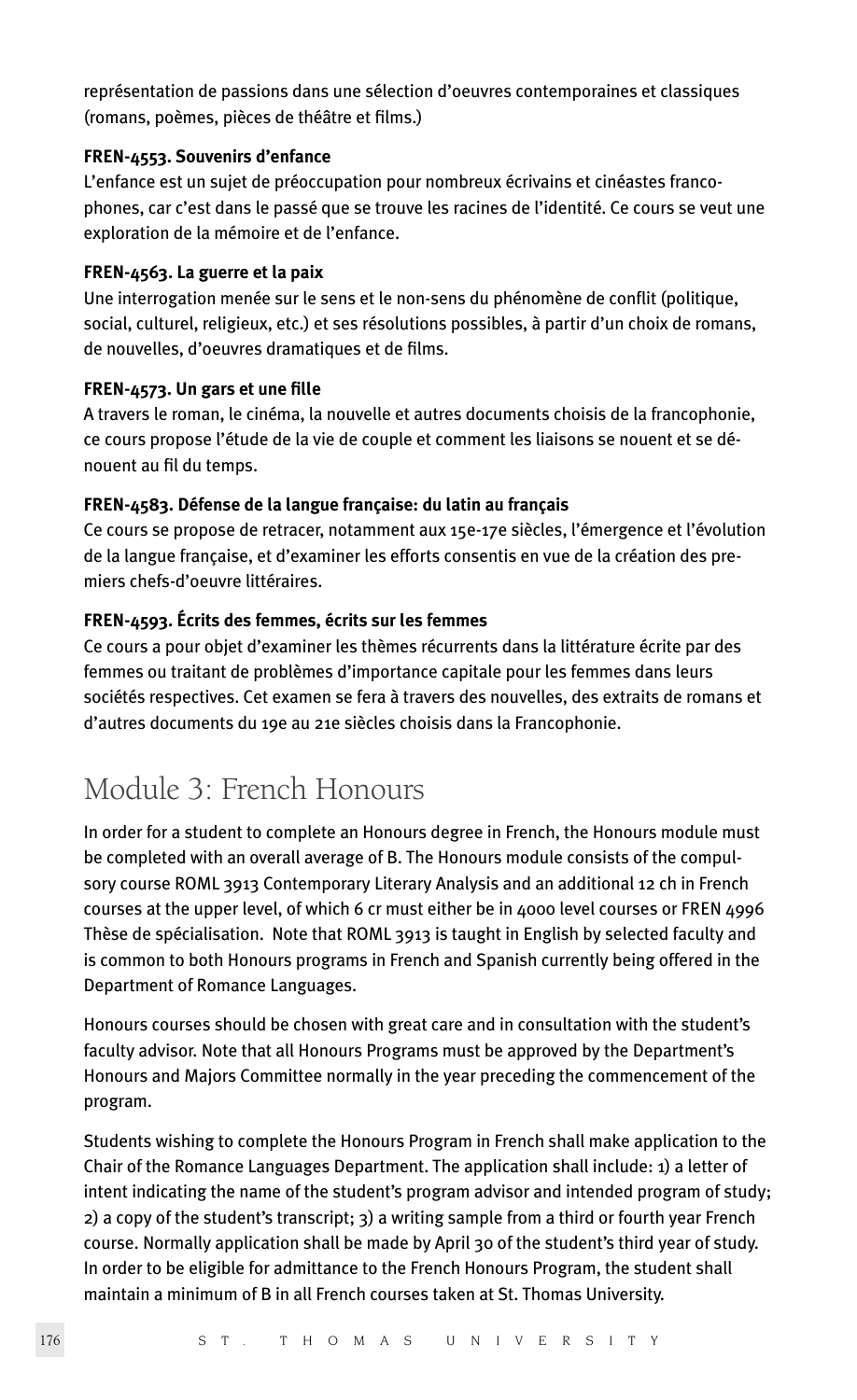représentation de passions dans une sélection d'oeuvres contemporaines et classiques (romans, poèmes, pièces de théâtre et films.)

**FREN-4553. Souvenirs d'enfance**
L'enfance est un sujet de préoccupation pour nombreux écrivains et cinéastes francophones, car c'est dans le passé que se trouve les racines de l'identité. Ce cours se veut une exploration de la mémoire et de l'enfance.

**FREN-4563. La guerre et la paix**
Une interrogation menée sur le sens et le non-sens du phénomène de conflit (politique, social, culturel, religieux, etc.) et ses résolutions possibles, à partir d'un choix de romans, de nouvelles, d'oeuvres dramatiques et de films.

**FREN-4573. Un gars et une fille**
A travers le roman, le cinéma, la nouvelle et autres documents choisis de la francophonie, ce cours propose l'étude de la vie de couple et comment les liaisons se nouent et se dénouent au fil du temps.

**FREN-4583. Défense de la langue française: du latin au français**
Ce cours se propose de retracer, notamment aux 15e-17e siècles, l'émergence et l'évolution de la langue française, et d'examiner les efforts consentis en vue de la création des premiers chefs-d'oeuvre littéraires.

**FREN-4593. Écrits des femmes, écrits sur les femmes**
Ce cours a pour objet d'examiner les thèmes récurrents dans la littérature écrite par des femmes ou traitant de problèmes d'importance capitale pour les femmes dans leurs sociétés respectives. Cet examen se fera à travers des nouvelles, des extraits de romans et d'autres documents du 19e au 21e siècles choisis dans la Francophonie.

## Module 3: French Honours

In order for a student to complete an Honours degree in French, the Honours module must be completed with an overall average of B. The Honours module consists of the compulsory course ROML 3913 Contemporary Literary Analysis and an additional 12 ch in French courses at the upper level, of which 6 cr must either be in 4000 level courses or FREN 4996 Thèse de spécialisation. Note that ROML 3913 is taught in English by selected faculty and is common to both Honours programs in French and Spanish currently being offered in the Department of Romance Languages.

Honours courses should be chosen with great care and in consultation with the student's faculty advisor. Note that all Honours Programs must be approved by the Department's Honours and Majors Committee normally in the year preceding the commencement of the program.

Students wishing to complete the Honours Program in French shall make application to the Chair of the Romance Languages Department. The application shall include: 1) a letter of intent indicating the name of the student's program advisor and intended program of study; 2) a copy of the student's transcript; 3) a writing sample from a third or fourth year French course. Normally application shall be made by April 30 of the student's third year of study. In order to be eligible for admittance to the French Honours Program, the student shall maintain a minimum of B in all French courses taken at St. Thomas University.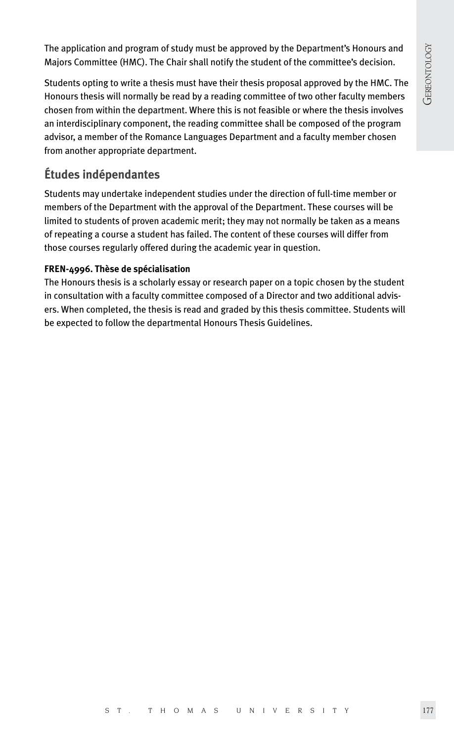The application and program of study must be approved by the Department's Honours and Majors Committee (HMC). The Chair shall notify the student of the committee's decision.

Students opting to write a thesis must have their thesis proposal approved by the HMC. The Honours thesis will normally be read by a reading committee of two other faculty members chosen from within the department. Where this is not feasible or where the thesis involves an interdisciplinary component, the reading committee shall be composed of the program advisor, a member of the Romance Languages Department and a faculty member chosen from another appropriate department.

## Études indépendantes

Students may undertake independent studies under the direction of full-time member or members of the Department with the approval of the Department. These courses will be limited to students of proven academic merit; they may not normally be taken as a means of repeating a course a student has failed. The content of these courses will differ from those courses regularly offered during the academic year in question.

**FREN-4996. Thèse de spécialisation**

The Honours thesis is a scholarly essay or research paper on a topic chosen by the student in consultation with a faculty committee composed of a Director and two additional advisers. When completed, the thesis is read and graded by this thesis committee. Students will be expected to follow the departmental Honours Thesis Guidelines.